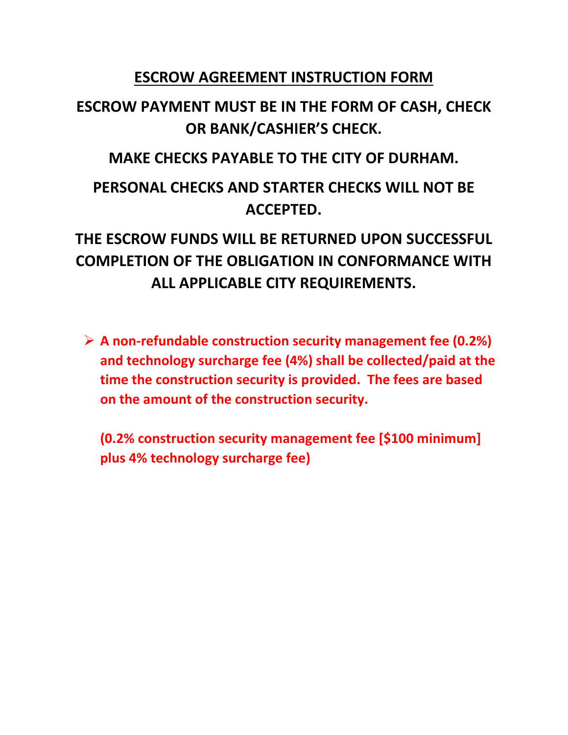# ESCROW AGREEMENT INSTRUCTION FORM

**ESCROW PAYMENT MUST BE IN THE FORM OF CASH, CHECK OR BANK/CASHIER'S CHECK.**

**MAKE CHECKS PAYABLE TO THE CITY OF DURHAM.**

**PERSONAL CHECKS AND STARTER CHECKS WILL NOT BE ACCEPTED.**

**THE ESCROW FUNDS WILL BE RETURNED UPON SUCCESSFUL COMPLETION OF THE OBLIGATION IN CONFORMANCE WITH ALL APPLICABLE CITY REQUIREMENTS.**

- **A non-refundable construction security management fee (0.2%) and technology surcharge fee (4%) shall be collected/paid at the time the construction security is provided. The fees are based on the amount of the construction security.**

  **(0.2% construction security management fee [$100 minimum] plus 4% technology surcharge fee)**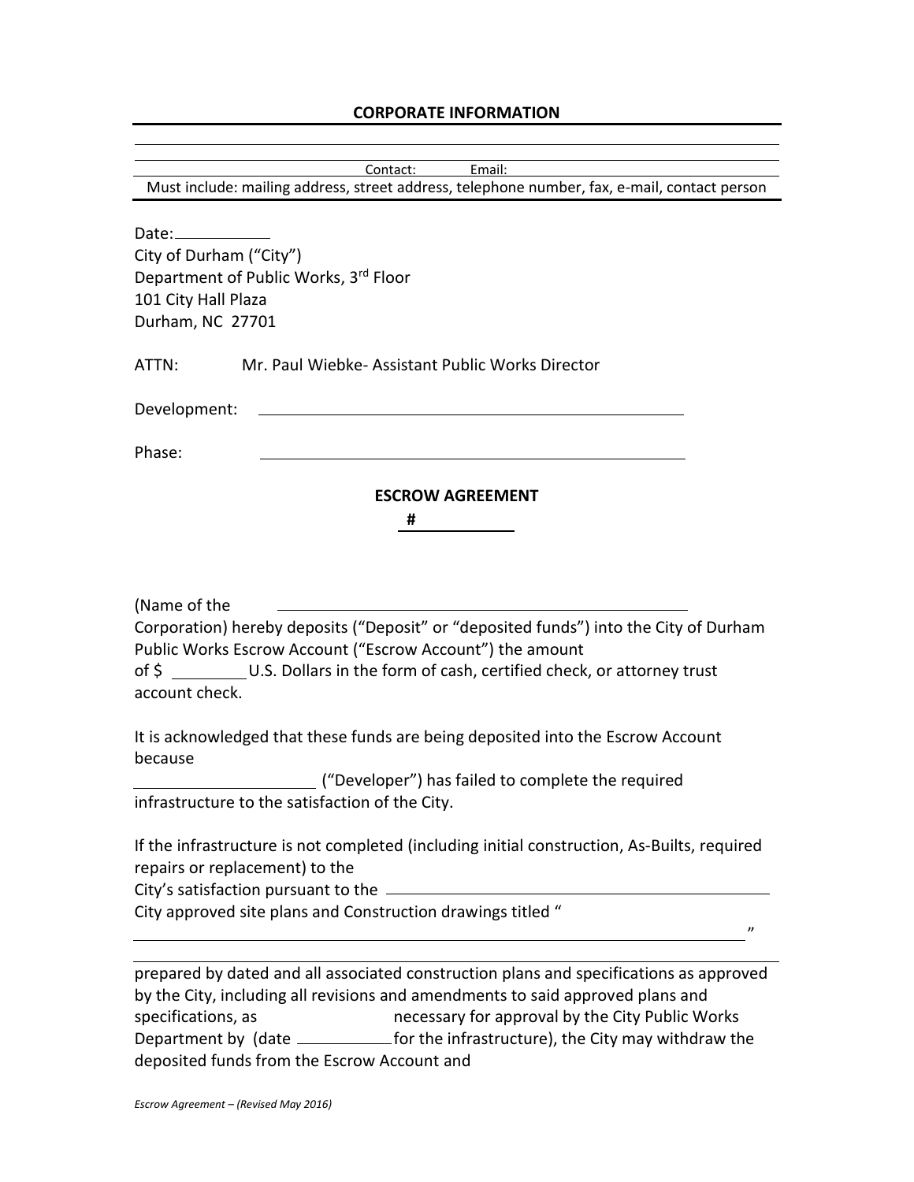**CORPORATE INFORMATION**

Contact: Email:

Must include: mailing address, street address, telephone number, fax, e-mail, contact person

Date: ___________

City of Durham ("City")
Department of Public Works, 3rd Floor
101 City Hall Plaza
Durham, NC 27701

ATTN: Mr. Paul Wiebke- Assistant Public Works Director

Development: ___________________________________

Phase: ___________________________________

## ESCROW AGREEMENT

**#** ___________

(Name of the ___________________________________
Corporation) hereby deposits ("Deposit" or "deposited funds") into the City of Durham Public Works Escrow Account ("Escrow Account") the amount of $ _________ U.S. Dollars in the form of cash, certified check, or attorney trust account check.

It is acknowledged that these funds are being deposited into the Escrow Account because ____________________ ("Developer") has failed to complete the required infrastructure to the satisfaction of the City.

If the infrastructure is not completed (including initial construction, As-Builts, required repairs or replacement) to the City's satisfaction pursuant to the ___________________________________
City approved site plans and Construction drawings titled "
___________________________________"

prepared by dated and all associated construction plans and specifications as approved by the City, including all revisions and amendments to said approved plans and specifications, as necessary for approval by the City Public Works Department by (date ___________ for the infrastructure), the City may withdraw the deposited funds from the Escrow Account and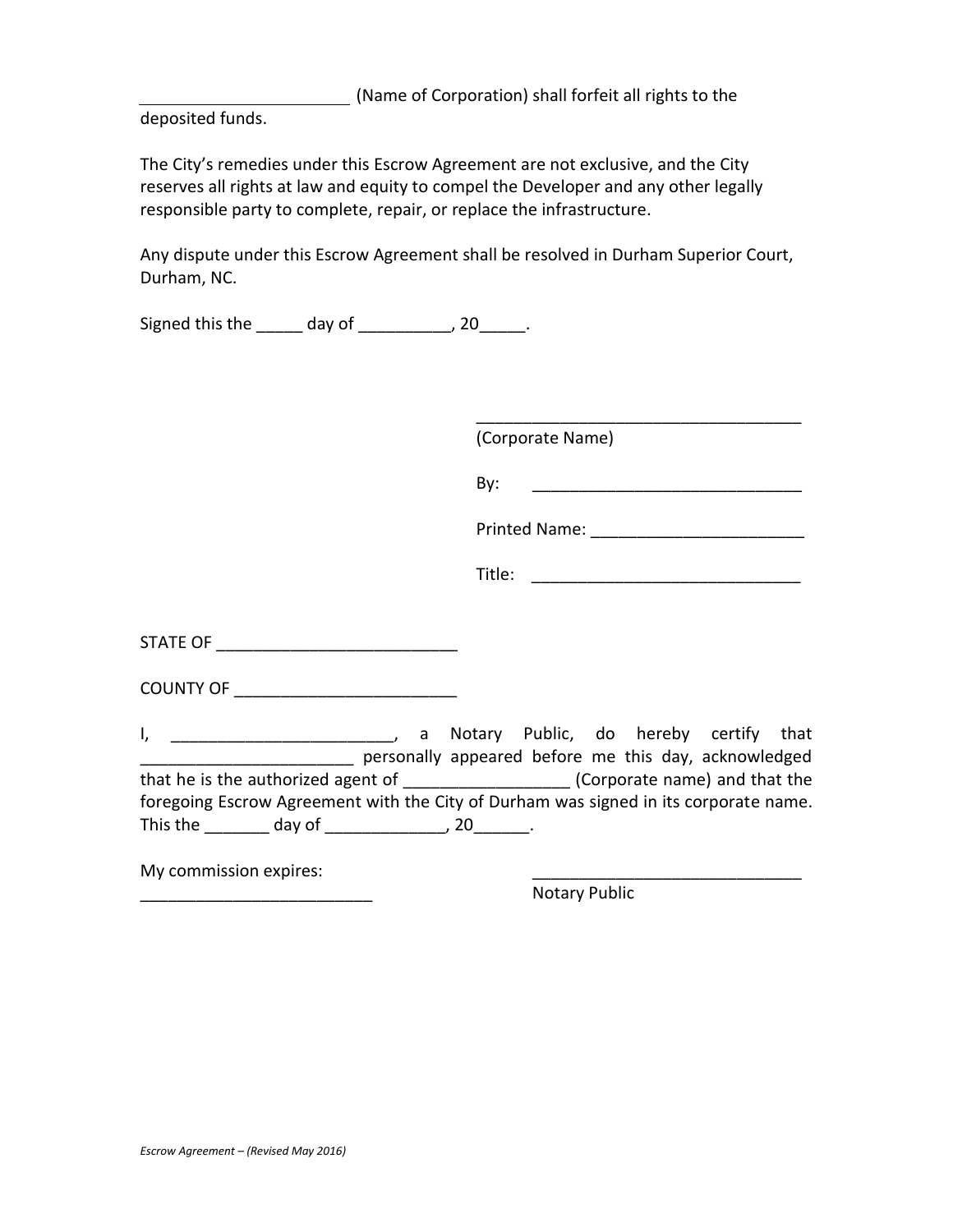______________________ (Name of Corporation) shall forfeit all rights to the deposited funds.

The City's remedies under this Escrow Agreement are not exclusive, and the City reserves all rights at law and equity to compel the Developer and any other legally responsible party to complete, repair, or replace the infrastructure.

Any dispute under this Escrow Agreement shall be resolved in Durham Superior Court, Durham, NC.

Signed this the _____ day of __________, 20_____.

____________________________________
(Corporate Name)

By: ______________________________

Printed Name: ________________________

Title: ______________________________

STATE OF ___________________________

COUNTY OF _________________________

I, ________________________, a Notary Public, do hereby certify that _______________________ personally appeared before me this day, acknowledged that he is the authorized agent of _________________ (Corporate name) and that the foregoing Escrow Agreement with the City of Durham was signed in its corporate name. This the _______ day of _____________, 20______.

My commission expires:
_________________________

______________________________
Notary Public